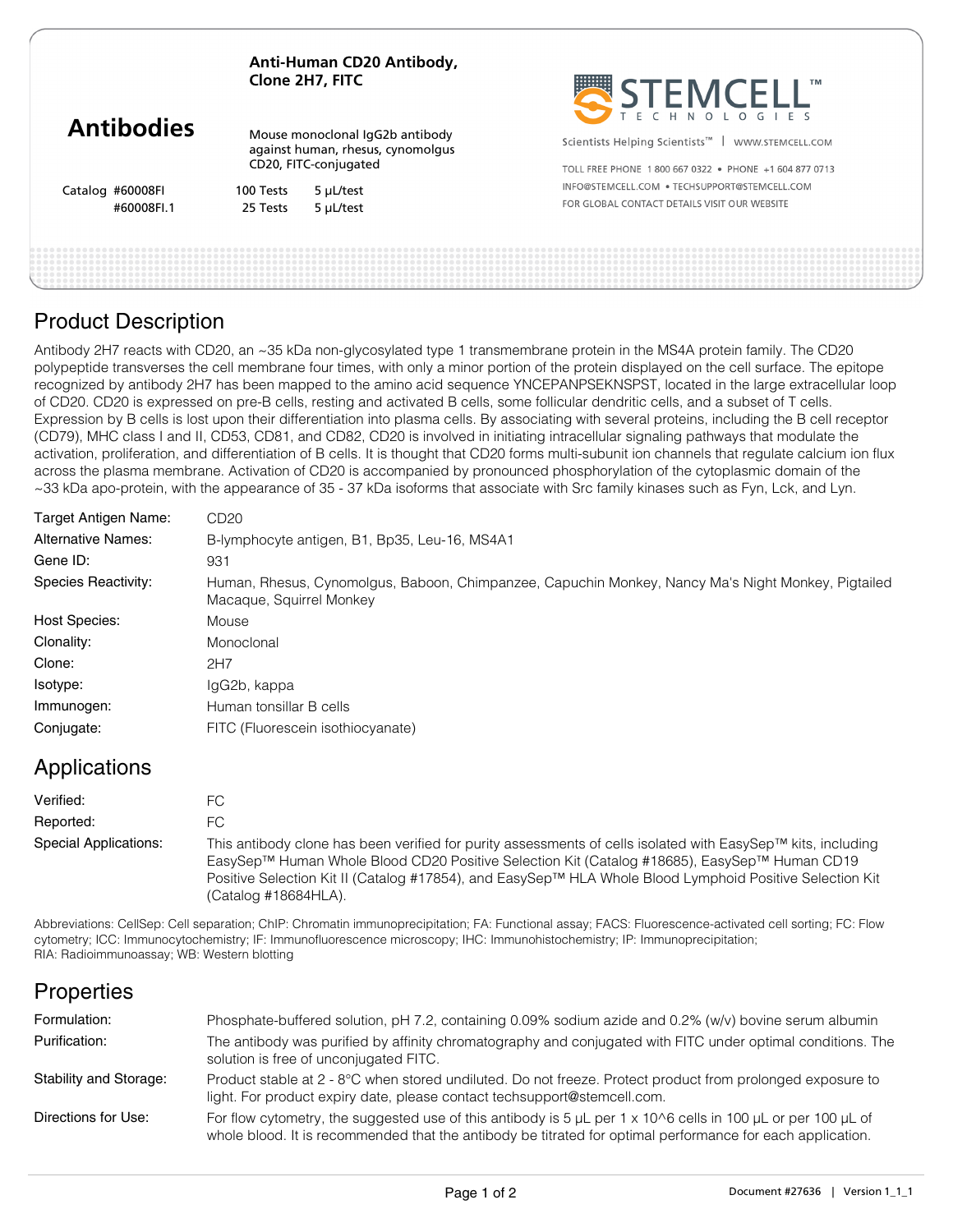# Anti-Human CD20 Antibody, Clone 2H7, FITC

**Antibodies**

Mouse monoclonal IgG2b antibody against human, rhesus, cynomolgus CD20, FITC-conjugated

| Catalog | | |
|---|---|---|
| #60008FI | 100 Tests | 5 μL/test |
| #60008FI.1 | 25 Tests | 5 μL/test |

STEMCELL™ TECHNOLOGIES

Scientists Helping Scientists™ | WWW.STEMCELL.COM

TOLL FREE PHONE 1 800 667 0322 • PHONE +1 604 877 0713
INFO@STEMCELL.COM • TECHSUPPORT@STEMCELL.COM
FOR GLOBAL CONTACT DETAILS VISIT OUR WEBSITE

## Product Description

Antibody 2H7 reacts with CD20, an ~35 kDa non-glycosylated type 1 transmembrane protein in the MS4A protein family. The CD20 polypeptide transverses the cell membrane four times, with only a minor portion of the protein displayed on the cell surface. The epitope recognized by antibody 2H7 has been mapped to the amino acid sequence YNCEPANPSEKNSPST, located in the large extracellular loop of CD20. CD20 is expressed on pre-B cells, resting and activated B cells, some follicular dendritic cells, and a subset of T cells. Expression by B cells is lost upon their differentiation into plasma cells. By associating with several proteins, including the B cell receptor (CD79), MHC class I and II, CD53, CD81, and CD82, CD20 is involved in initiating intracellular signaling pathways that modulate the activation, proliferation, and differentiation of B cells. It is thought that CD20 forms multi-subunit ion channels that regulate calcium ion flux across the plasma membrane. Activation of CD20 is accompanied by pronounced phosphorylation of the cytoplasmic domain of the ~33 kDa apo-protein, with the appearance of 35 - 37 kDa isoforms that associate with Src family kinases such as Fyn, Lck, and Lyn.

| | |
|---|---|
| Target Antigen Name: | CD20 |
| Alternative Names: | B-lymphocyte antigen, B1, Bp35, Leu-16, MS4A1 |
| Gene ID: | 931 |
| Species Reactivity: | Human, Rhesus, Cynomolgus, Baboon, Chimpanzee, Capuchin Monkey, Nancy Ma's Night Monkey, Pigtailed Macaque, Squirrel Monkey |
| Host Species: | Mouse |
| Clonality: | Monoclonal |
| Clone: | 2H7 |
| Isotype: | IgG2b, kappa |
| Immunogen: | Human tonsillar B cells |
| Conjugate: | FITC (Fluorescein isothiocyanate) |

## Applications

| | |
|---|---|
| Verified: | FC |
| Reported: | FC |
| Special Applications: | This antibody clone has been verified for purity assessments of cells isolated with EasySep™ kits, including EasySep™ Human Whole Blood CD20 Positive Selection Kit (Catalog #18685), EasySep™ Human CD19 Positive Selection Kit II (Catalog #17854), and EasySep™ HLA Whole Blood Lymphoid Positive Selection Kit (Catalog #18684HLA). |

Abbreviations: CellSep: Cell separation; ChIP: Chromatin immunoprecipitation; FA: Functional assay; FACS: Fluorescence-activated cell sorting; FC: Flow cytometry; ICC: Immunocytochemistry; IF: Immunofluorescence microscopy; IHC: Immunohistochemistry; IP: Immunoprecipitation; RIA: Radioimmunoassay; WB: Western blotting

## Properties

| | |
|---|---|
| Formulation: | Phosphate-buffered solution, pH 7.2, containing 0.09% sodium azide and 0.2% (w/v) bovine serum albumin |
| Purification: | The antibody was purified by affinity chromatography and conjugated with FITC under optimal conditions. The solution is free of unconjugated FITC. |
| Stability and Storage: | Product stable at 2 - 8°C when stored undiluted. Do not freeze. Protect product from prolonged exposure to light. For product expiry date, please contact techsupport@stemcell.com. |
| Directions for Use: | For flow cytometry, the suggested use of this antibody is 5 μL per 1 x 10^6 cells in 100 μL or per 100 μL of whole blood. It is recommended that the antibody be titrated for optimal performance for each application. |

Document #27636 | Version 1_1_1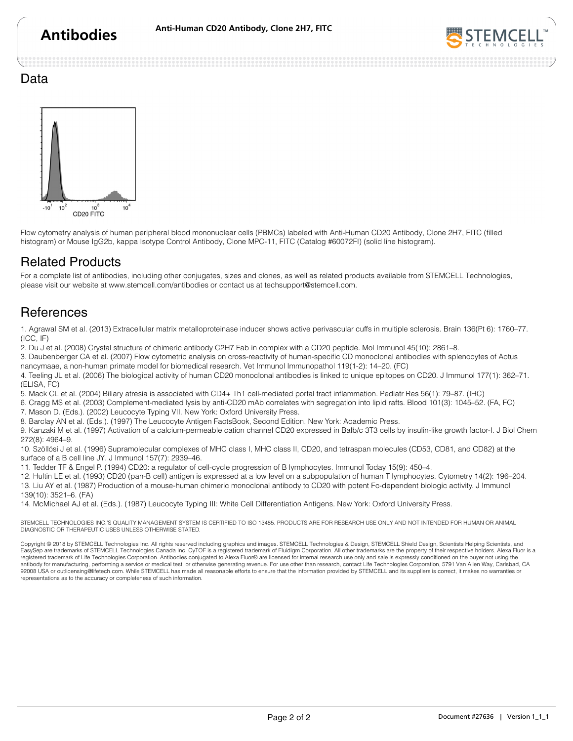## Data

-10^1 10^2 10^3 10^4
CD20 FITC

Flow cytometry analysis of human peripheral blood mononuclear cells (PBMCs) labeled with Anti-Human CD20 Antibody, Clone 2H7, FITC (filled histogram) or Mouse IgG2b, kappa Isotype Control Antibody, Clone MPC-11, FITC (Catalog #60072FI) (solid line histogram).

## Related Products

For a complete list of antibodies, including other conjugates, sizes and clones, as well as related products available from STEMCELL Technologies, please visit our website at www.stemcell.com/antibodies or contact us at techsupport@stemcell.com.

## References

1. Agrawal SM et al. (2013) Extracellular matrix metalloproteinase inducer shows active perivascular cuffs in multiple sclerosis. Brain 136(Pt 6): 1760–77. (ICC, IF)
2. Du J et al. (2008) Crystal structure of chimeric antibody C2H7 Fab in complex with a CD20 peptide. Mol Immunol 45(10): 2861–8.
3. Daubenberger CA et al. (2007) Flow cytometric analysis on cross-reactivity of human-specific CD monoclonal antibodies with splenocytes of Aotus nancymaae, a non-human primate model for biomedical research. Vet Immunol Immunopathol 119(1-2): 14–20. (FC)
4. Teeling JL et al. (2006) The biological activity of human CD20 monoclonal antibodies is linked to unique epitopes on CD20. J Immunol 177(1): 362–71. (ELISA, FC)
5. Mack CL et al. (2004) Biliary atresia is associated with CD4+ Th1 cell-mediated portal tract inflammation. Pediatr Res 56(1): 79–87. (IHC)
6. Cragg MS et al. (2003) Complement-mediated lysis by anti-CD20 mAb correlates with segregation into lipid rafts. Blood 101(3): 1045–52. (FA, FC)
7. Mason D. (Eds.). (2002) Leucocyte Typing VII. New York: Oxford University Press.
8. Barclay AN et al. (Eds.). (1997) The Leucocyte Antigen FactsBook, Second Edition. New York: Academic Press.
9. Kanzaki M et al. (1997) Activation of a calcium-permeable cation channel CD20 expressed in Balb/c 3T3 cells by insulin-like growth factor-I. J Biol Chem 272(8): 4964–9.
10. Szöllósi J et al. (1996) Supramolecular complexes of MHC class I, MHC class II, CD20, and tetraspan molecules (CD53, CD81, and CD82) at the surface of a B cell line JY. J Immunol 157(7): 2939–46.
11. Tedder TF & Engel P. (1994) CD20: a regulator of cell-cycle progression of B lymphocytes. Immunol Today 15(9): 450–4.
12. Hultin LE et al. (1993) CD20 (pan-B cell) antigen is expressed at a low level on a subpopulation of human T lymphocytes. Cytometry 14(2): 196–204.
13. Liu AY et al. (1987) Production of a mouse-human chimeric monoclonal antibody to CD20 with potent Fc-dependent biologic activity. J Immunol 139(10): 3521–6. (FA)
14. McMichael AJ et al. (Eds.). (1987) Leucocyte Typing III: White Cell Differentiation Antigens. New York: Oxford University Press.

STEMCELL TECHNOLOGIES INC.'S QUALITY MANAGEMENT SYSTEM IS CERTIFIED TO ISO 13485. PRODUCTS ARE FOR RESEARCH USE ONLY AND NOT INTENDED FOR HUMAN OR ANIMAL DIAGNOSTIC OR THERAPEUTIC USES UNLESS OTHERWISE STATED.

Copyright © 2018 by STEMCELL Technologies Inc. All rights reserved including graphics and images. STEMCELL Technologies & Design, STEMCELL Shield Design, Scientists Helping Scientists, and EasySep are trademarks of STEMCELL Technologies Canada Inc. CyTOF is a registered trademark of Fluidigm Corporation. All other trademarks are the property of their respective holders. Alexa Fluor is a registered trademark of Life Technologies Corporation. Antibodies conjugated to Alexa Fluor® are licensed for internal research use only and sale is expressly conditioned on the buyer not using the antibody for manufacturing, performing a service or medical test, or otherwise generating revenue. For use other than research, contact Life Technologies Corporation, 5791 Van Allen Way, Carlsbad, CA 92008 USA or outlicensing@lifetech.com. While STEMCELL has made all reasonable efforts to ensure that the information provided by STEMCELL and its suppliers is correct, it makes no warranties or representations as to the accuracy or completeness of such information.